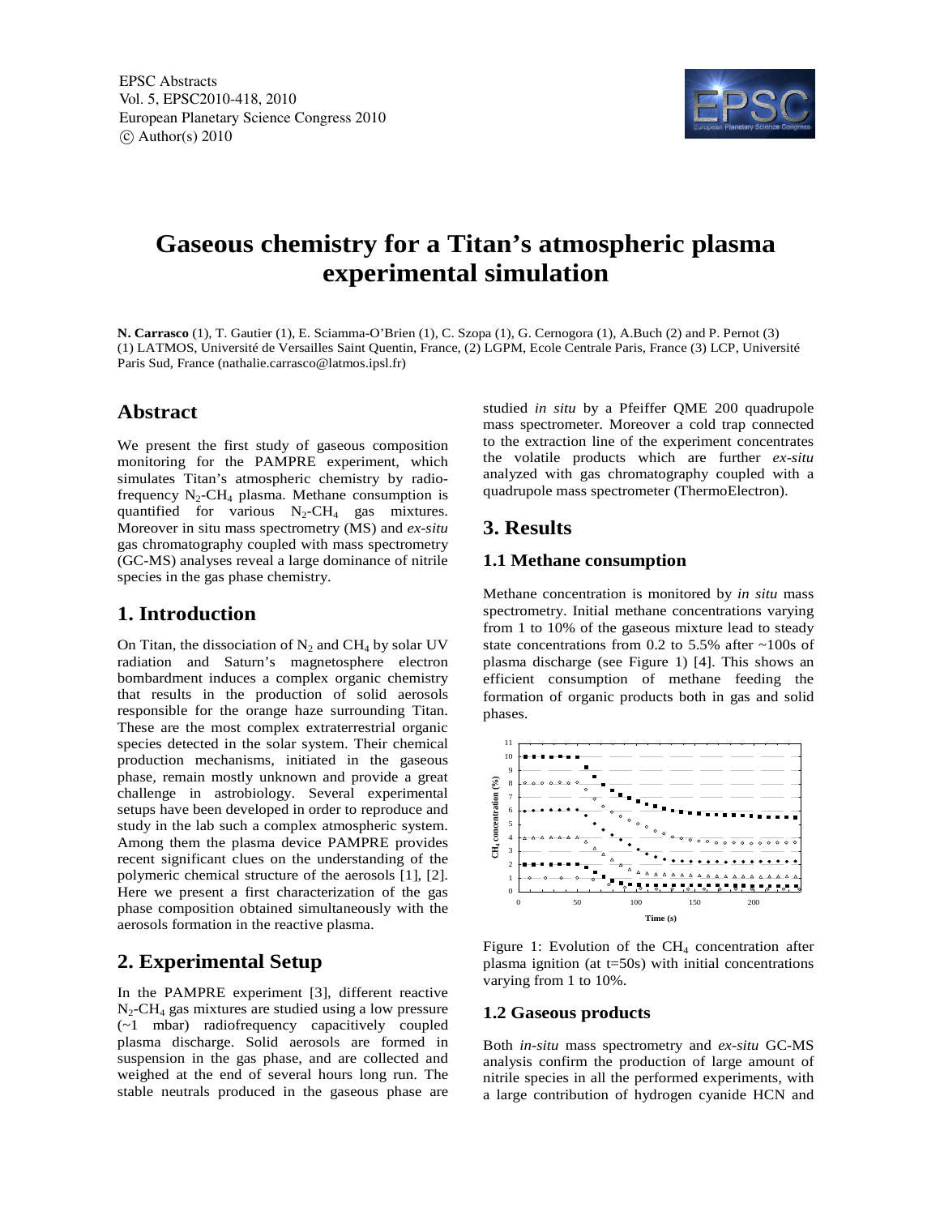# Gaseous chemistry for a Titan's atmospheric plasma experimental simulation

**N. Carrasco** (1), T. Gautier (1), E. Sciamma-O'Brien (1), C. Szopa (1), G. Cernogora (1), A.Buch (2) and P. Pernot (3)
(1) LATMOS, Université de Versailles Saint Quentin, France, (2) LGPM, Ecole Centrale Paris, France (3) LCP, Université Paris Sud, France (nathalie.carrasco@latmos.ipsl.fr)

## Abstract

We present the first study of gaseous composition monitoring for the PAMPRE experiment, which simulates Titan's atmospheric chemistry by radio-frequency $N_2$-$CH_4$ plasma. Methane consumption is quantified for various $N_2$-$CH_4$ gas mixtures. Moreover in situ mass spectrometry (MS) and *ex-situ* gas chromatography coupled with mass spectrometry (GC-MS) analyses reveal a large dominance of nitrile species in the gas phase chemistry.

## 1. Introduction

On Titan, the dissociation of $N_2$ and $CH_4$ by solar UV radiation and Saturn's magnetosphere electron bombardment induces a complex organic chemistry that results in the production of solid aerosols responsible for the orange haze surrounding Titan. These are the most complex extraterrestrial organic species detected in the solar system. Their chemical production mechanisms, initiated in the gaseous phase, remain mostly unknown and provide a great challenge in astrobiology. Several experimental setups have been developed in order to reproduce and study in the lab such a complex atmospheric system. Among them the plasma device PAMPRE provides recent significant clues on the understanding of the polymeric chemical structure of the aerosols [1], [2]. Here we present a first characterization of the gas phase composition obtained simultaneously with the aerosols formation in the reactive plasma.

## 2. Experimental Setup

In the PAMPRE experiment [3], different reactive $N_2$-$CH_4$ gas mixtures are studied using a low pressure (~1 mbar) radiofrequency capacitively coupled plasma discharge. Solid aerosols are formed in suspension in the gas phase, and are collected and weighed at the end of several hours long run. The stable neutrals produced in the gaseous phase are studied *in situ* by a Pfeiffer QME 200 quadrupole mass spectrometer. Moreover a cold trap connected to the extraction line of the experiment concentrates the volatile products which are further *ex-situ* analyzed with gas chromatography coupled with a quadrupole mass spectrometer (ThermoElectron).

## 3. Results

### 1.1 Methane consumption

Methane concentration is monitored by *in situ* mass spectrometry. Initial methane concentrations varying from 1 to 10% of the gaseous mixture lead to steady state concentrations from 0.2 to 5.5% after ~100s of plasma discharge (see Figure 1) [4]. This shows an efficient consumption of methane feeding the formation of organic products both in gas and solid phases.

Figure 1: Evolution of the $CH_4$ concentration after plasma ignition (at t=50s) with initial concentrations varying from 1 to 10%.

### 1.2 Gaseous products

Both *in-situ* mass spectrometry and *ex-situ* GC-MS analysis confirm the production of large amount of nitrile species in all the performed experiments, with a large contribution of hydrogen cyanide HCN and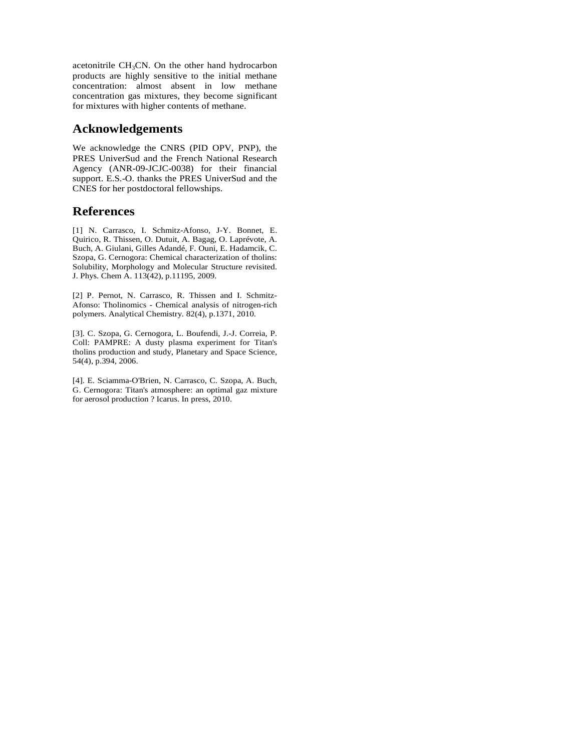acetonitrile $CH_3CN$. On the other hand hydrocarbon products are highly sensitive to the initial methane concentration: almost absent in low methane concentration gas mixtures, they become significant for mixtures with higher contents of methane.

## Acknowledgements

We acknowledge the CNRS (PID OPV, PNP), the PRES UniverSud and the French National Research Agency (ANR-09-JCJC-0038) for their financial support. E.S.-O. thanks the PRES UniverSud and the CNES for her postdoctoral fellowships.

## References

[1] N. Carrasco, I. Schmitz-Afonso, J-Y. Bonnet, E. Quirico, R. Thissen, O. Dutuit, A. Bagag, O. Laprévote, A. Buch, A. Giulani, Gilles Adandé, F. Ouni, E. Hadamcik, C. Szopa, G. Cernogora: Chemical characterization of tholins: Solubility, Morphology and Molecular Structure revisited. J. Phys. Chem A. 113(42), p.11195, 2009.

[2] P. Pernot, N. Carrasco, R. Thissen and I. Schmitz-Afonso: Tholinomics - Chemical analysis of nitrogen-rich polymers. Analytical Chemistry. 82(4), p.1371, 2010.

[3]. C. Szopa, G. Cernogora, L. Boufendi, J.-J. Correia, P. Coll: PAMPRE: A dusty plasma experiment for Titan's tholins production and study, Planetary and Space Science, 54(4), p.394, 2006.

[4]. E. Sciamma-O'Brien, N. Carrasco, C. Szopa, A. Buch, G. Cernogora: Titan's atmosphere: an optimal gaz mixture for aerosol production ? Icarus. In press, 2010.